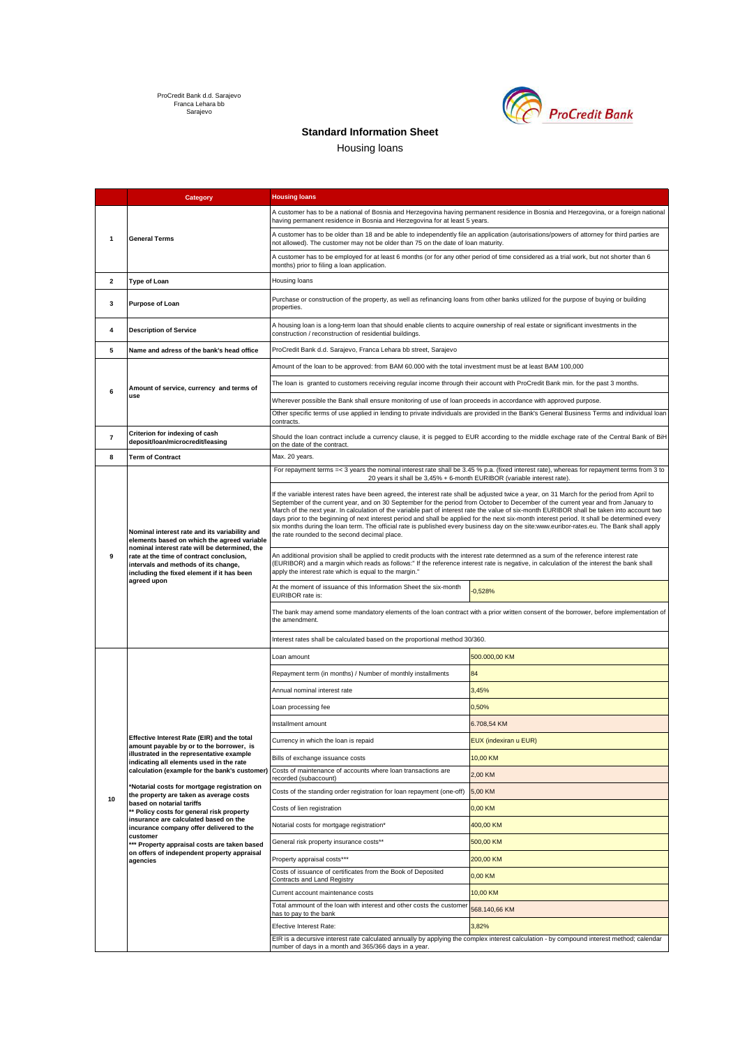ProCredit Bank d.d. Sarajevo
Franca Lehara bb
Sarajevo

# Standard Information Sheet

## Housing loans

| | Category | Housing loans | |
|---|---|---|---|
| 1 | General Terms | A customer has to be a national of Bosnia and Herzegovina having permanent residence in Bosnia and Herzegovina, or a foreign national having permanent residence in Bosnia and Herzegovina for at least 5 years. | |
| | | A customer has to be older than 18 and be able to independently file an application (autorisations/powers of attorney for third parties are not allowed). The customer may not be older than 75 on the date of loan maturity. | |
| | | A customer has to be employed for at least 6 months (or for any other period of time considered as a trial work, but not shorter than 6 months) prior to filing a loan application. | |
| 2 | Type of Loan | Housing loans | |
| 3 | Purpose of Loan | Purchase or construction of the property, as well as refinancing loans from other banks utilized for the purpose of buying or building properties. | |
| 4 | Description of Service | A housing loan is a long-term loan that should enable clients to acquire ownership of real estate or significant investments in the construction / reconstruction of residential buildings. | |
| 5 | Name and adress of the bank's head office | ProCredit Bank d.d. Sarajevo, Franca Lehara bb street, Sarajevo | |
| 6 | Amount of service, currency and terms of use | Amount of the loan to be approved: from BAM 60.000 with the total investment must be at least BAM 100,000 | |
| | | The loan is granted to customers receiving regular income through their account with ProCredit Bank min. for the past 3 months. | |
| | | Wherever possible the Bank shall ensure monitoring of use of loan proceeds in accordance with approved purpose. | |
| | | Other specific terms of use applied in lending to private individuals are provided in the Bank's General Business Terms and individual loan contracts. | |
| 7 | Criterion for indexing of cash deposit/loan/microcredit/leasing | Should the loan contract include a currency clause, it is pegged to EUR according to the middle exchage rate of the Central Bank of BiH on the date of the contract. | |
| 8 | Term of Contract | Max. 20 years. | |
| 9 | Nominal interest rate and its variability and elements based on which the agreed variable nominal interest rate will be determined, the rate at the time of contract conclusion, intervals and methods of its change, including the fixed element if it has been agreed upon | For repayment terms =< 3 years the nominal interest rate shall be 3.45 % p.a. (fixed interest rate), whereas for repayment terms from 3 to 20 years it shall be 3,45% + 6-month EURIBOR (variable interest rate). | |
| | | If the variable interest rates have been agreed, the interest rate shall be adjusted twice a year, on 31 March for the period from April to September of the current year, and on 30 September for the period from October to December of the current year and from January to March of the next year. In calculation of the variable part of interest rate the value of six-month EURIBOR shall be taken into account two days prior to the beginning of next interest period and shall be applied for the next six-month interest period. It shall be determined every six months during the loan term. The official rate is published every business day on the site:www.euribor-rates.eu. The Bank shall apply the rate rounded to the second decimal place. | |
| | | An additional provision shall be applied to credit products with the interest rate determned as a sum of the reference interest rate (EURIBOR) and a margin which reads as follows:" If the reference interest rate is negative, in calculation of the interest the bank shall apply the interest rate which is equal to the margin." | |
| | | At the moment of issuance of this Information Sheet the six-month EURIBOR rate is: | -0,528% |
| | | The bank may amend some mandatory elements of the loan contract with a prior written consent of the borrower, before implementation of the amendment. | |
| | | Interest rates shall be calculated based on the proportional method 30/360. | |
| 10 | Effective Interest Rate (EIR) and the total amount payable by or to the borrower, is illustrated in the representative example indicating all elements used in the rate calculation (example for the bank's customer)<br>*Notarial costs for mortgage registration on the property are taken as average costs based on notarial tariffs<br>** Policy costs for general risk property insurance are calculated based on the incurance company offer delivered to the customer<br>*** Property appraisal costs are taken based on offers of independent property appraisal agencies | Loan amount | 500.000,00 KM |
| | | Repayment term (in months) / Number of monthly installments | 84 |
| | | Annual nominal interest rate | 3,45% |
| | | Loan processing fee | 0,50% |
| | | Installment amount | 6.708,54 KM |
| | | Currency in which the loan is repaid | EUX (indexiran u EUR) |
| | | Bills of exchange issuance costs | 10,00 KM |
| | | Costs of maintenance of accounts where loan transactions are recorded (subaccount) | 2,00 KM |
| | | Costs of the standing order registration for loan repayment (one-off) | 5,00 KM |
| | | Costs of lien registration | 0,00 KM |
| | | Notarial costs for mortgage registration* | 400,00 KM |
| | | General risk property insurance costs** | 500,00 KM |
| | | Property appraisal costs*** | 200,00 KM |
| | | Costs of issuance of certificates from the Book of Deposited Contracts and Land Registry | 0,00 KM |
| | | Current account maintenance costs | 10,00 KM |
| | | Total ammount of the loan with interest and other costs the customer has to pay to the bank | 568.140,66 KM |
| | | Efective Interest Rate: | 3,82% |
| | | EIR is a decursive interest rate calculated annually by applying the complex interest calculation - by compound interest method; calendar number of days in a month and 365/366 days in a year. | |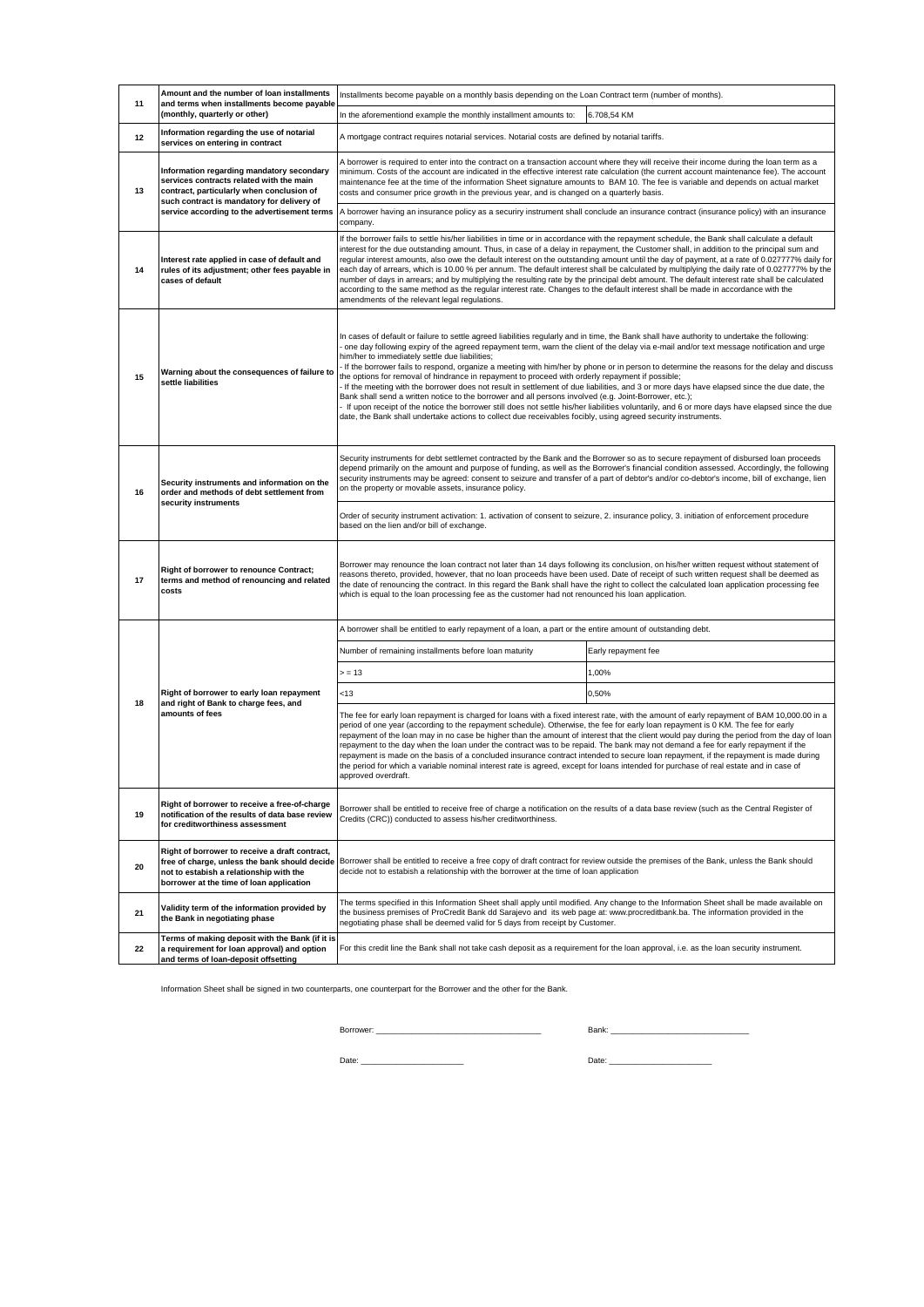| | | | |
|---|---|---|---|
| 11 | Amount and the number of loan installments and terms when installments become payable (monthly, quarterly or other) | Installments become payable on a monthly basis depending on the Loan Contract term (number of months). | |
| | | In the aforementiond example the monthly installment amounts to: | 6.708,54 KM |
| 12 | Information regarding the use of notarial services on entering in contract | A mortgage contract requires notarial services. Notarial costs are defined by notarial tariffs. | |
| 13 | Information regarding mandatory secondary services contracts related with the main contract, particularly when conclusion of such contract is mandatory for delivery of service according to the advertisement terms | A borrower is required to enter into the contract on a transaction account where they will receive their income during the loan term as a minimum. Costs of the account are indicated in the effective interest rate calculation (the current account maintenance fee). The account maintenance fee at the time of the information Sheet signature amounts to BAM 10. The fee is variable and depends on actual market costs and consumer price growth in the previous year, and is changed on a quarterly basis. | |
| | | A borrower having an insurance policy as a securiry instrument shall conclude an insurance contract (insurance policy) with an insurance company. | |
| 14 | Interest rate applied in case of default and rules of its adjustment; other fees payable in cases of default | If the borrower fails to settle his/her liabilities in time or in accordance with the repayment schedule, the Bank shall calculate a default interest for the due outstanding amount. Thus, in case of a delay in repayment, the Customer shall, in addition to the principal sum and regular interest amounts, also owe the default interest on the outstanding amount until the day of payment, at a rate of 0.027777% daily for each day of arrears, which is 10.00 % per annum. The default interest shall be calculated by multiplying the daily rate of 0.027777% by the number of days in arrears; and by multiplying the resulting rate by the principal debt amount. The default interest rate shall be calculated according to the same method as the regular interest rate. Changes to the default interest shall be made in accordance with the amendments of the relevant legal regulations. | |
| 15 | Warning about the consequences of failure to settle liabilities | In cases of default or failure to settle agreed liabilities regularly and in time, the Bank shall have authority to undertake the following:<br>- one day following expiry of the agreed repayment term, warn the client of the delay via e-mail and/or text message notification and urge him/her to immediately settle due liabilities;<br>- If the borrower fails to respond, organize a meeting with him/her by phone or in person to determine the reasons for the delay and discuss the options for removal of hindrance in repayment to proceed with orderly repayment if possible;<br>- If the meeting with the borrower does not result in settlement of due liabilities, and 3 or more days have elapsed since the due date, the Bank shall send a written notice to the borrower and all persons involved (e.g. Joint-Borrower, etc.);<br>- If upon receipt of the notice the borrower still does not settle his/her liabilities voluntarily, and 6 or more days have elapsed since the due date, the Bank shall undertake actions to collect due receivables focibly, using agreed security instruments. | |
| 16 | Security instruments and information on the order and methods of debt settlement from security instruments | Security instruments for debt settlemet contracted by the Bank and the Borrower so as to secure repayment of disbursed loan proceeds depend primarily on the amount and purpose of funding, as well as the Borrower's financial condition assessed. Accordingly, the following security instruments may be agreed: consent to seize and transfer of a part of debtor's and/or co-debtor's income, bill of exchange, lien on the property or movable assets, insurance policy. | |
| | | Order of security instrument activation: 1. activation of consent to seizure, 2. insurance policy, 3. initiation of enforcement procedure based on the lien and/or bill of exchange. | |
| 17 | Right of borrower to renounce Contract; terms and method of renouncing and related costs | Borrower may renounce the loan contract not later than 14 days following its conclusion, on his/her written request without statement of reasons thereto, provided, however, that no loan proceeds have been used. Date of receipt of such written request shall be deemed as the date of renouncing the contract. In this regard the Bank shall have the right to collect the calculated loan application processing fee which is equal to the loan processing fee as the customer had not renounced his loan application. | |
| 18 | Right of borrower to early loan repayment and right of Bank to charge fees, and amounts of fees | A borrower shall be entitled to early repayment of a loan, a part or the entire amount of outstanding debt. | |
| | | Number of remaining installments before loan maturity | Early repayment fee |
| | | > = 13 | 1,00% |
| | | <13 | 0,50% |
| | | The fee for early loan repayment is charged for loans with a fixed interest rate, with the amount of early repayment of BAM 10,000.00 in a period of one year (according to the repayment schedule). Otherwise, the fee for early loan repayment is 0 KM. The fee for early repayment of the loan may in no case be higher than the amount of interest that the client would pay during the period from the day of loan repayment to the day when the loan under the contract was to be repaid. The bank may not demand a fee for early repayment if the repayment is made on the basis of a concluded insurance contract intended to secure loan repayment, if the repayment is made during the period for which a variable nominal interest rate is agreed, except for loans intended for purchase of real estate and in case of approved overdraft. | |
| 19 | Right of borrower to receive a free-of-charge notification of the results of data base review for creditworthiness assessment | Borrower shall be entitled to receive free of charge a notification on the results of a data base review (such as the Central Register of Credits (CRC)) conducted to assess his/her creditworthiness. | |
| 20 | Right of borrower to receive a draft contract, free of charge, unless the bank should decide not to estabish a relationship with the borrower at the time of loan application | Borrower shall be entitled to receive a free copy of draft contract for review outside the premises of the Bank, unless the Bank should decide not to estabish a relationship with the borrower at the time of loan application | |
| 21 | Validity term of the information provided by the Bank in negotiating phase | The terms specified in this Information Sheet shall apply until modified. Any change to the Information Sheet shall be made available on the business premises of ProCredit Bank dd Sarajevo and its web page at: www.procreditbank.ba. The information provided in the negotiating phase shall be deemed valid for 5 days from receipt by Customer. | |
| 22 | Terms of making deposit with the Bank (if it is a requirement for loan approval) and option and terms of loan-deposit offsetting | For this credit line the Bank shall not take cash deposit as a requirement for the loan approval, i.e. as the loan security instrument. | |

Information Sheet shall be signed in two counterparts, one counterpart for the Borrower and the other for the Bank.

Borrower: ____________________________ Bank: ____________________________

Date: ____________________ Date: ____________________